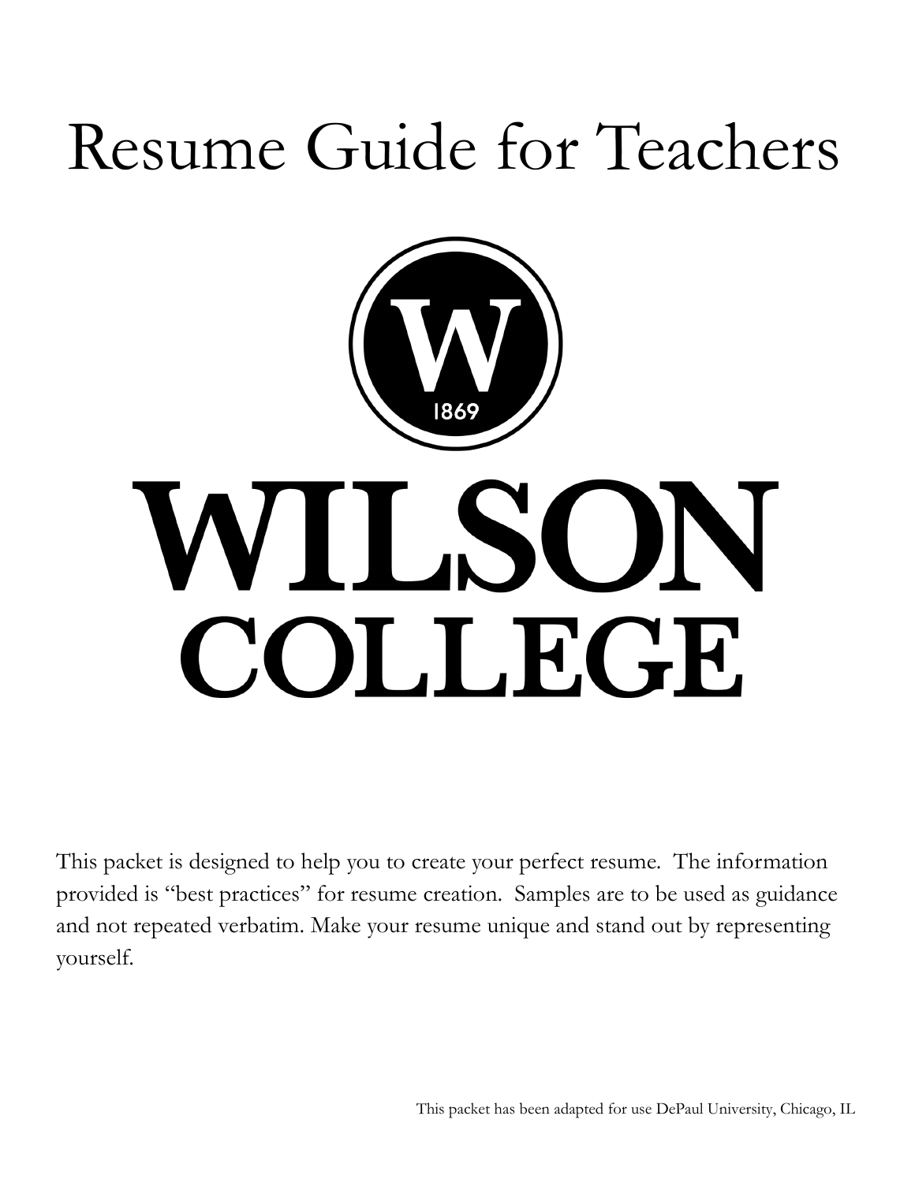# Resume Guide for Teachers

W
1869

WILSON
COLLEGE

This packet is designed to help you to create your perfect resume. The information provided is "best practices" for resume creation. Samples are to be used as guidance and not repeated verbatim. Make your resume unique and stand out by representing yourself.

This packet has been adapted for use DePaul University, Chicago, IL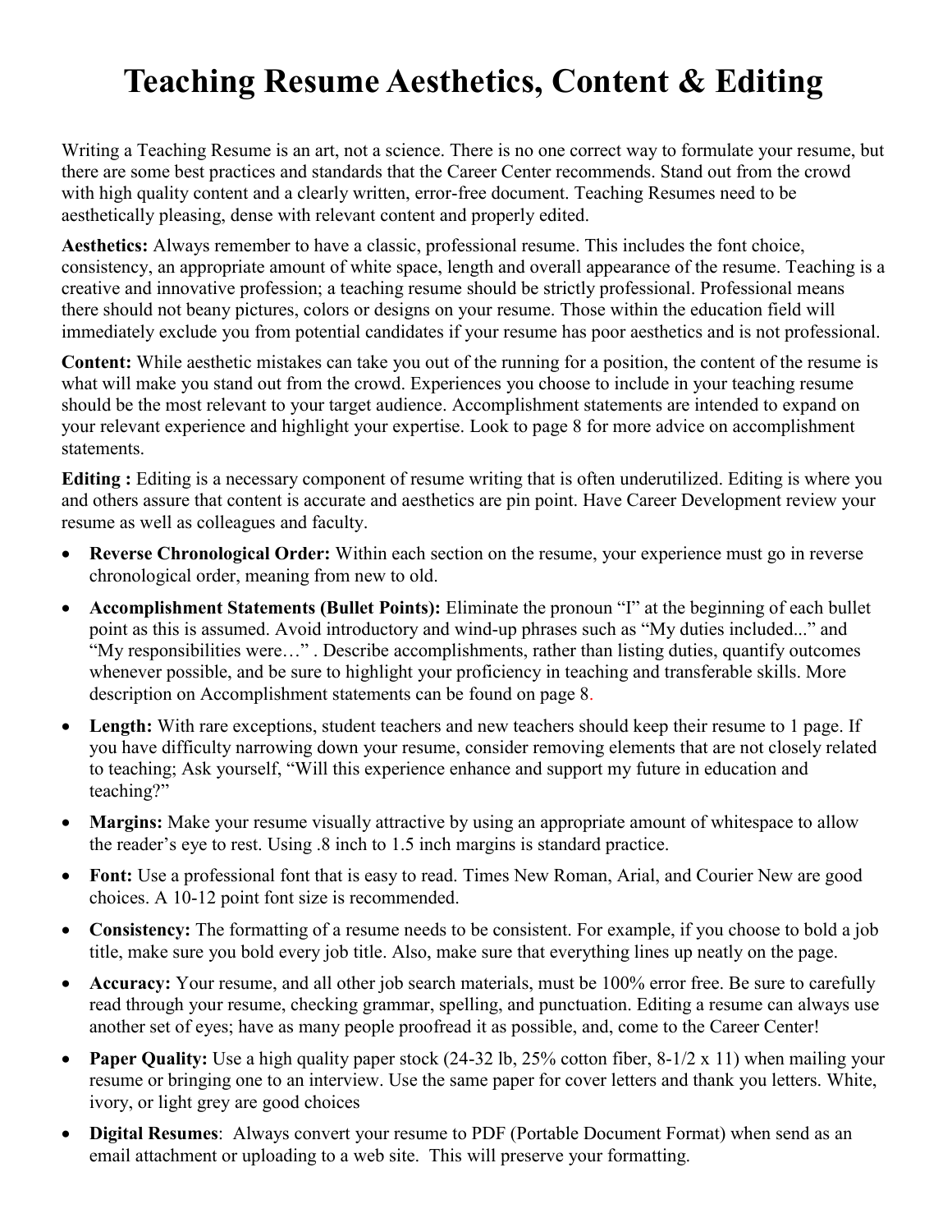# Teaching Resume Aesthetics, Content & Editing

Writing a Teaching Resume is an art, not a science. There is no one correct way to formulate your resume, but there are some best practices and standards that the Career Center recommends. Stand out from the crowd with high quality content and a clearly written, error-free document. Teaching Resumes need to be aesthetically pleasing, dense with relevant content and properly edited.

**Aesthetics:** Always remember to have a classic, professional resume. This includes the font choice, consistency, an appropriate amount of white space, length and overall appearance of the resume. Teaching is a creative and innovative profession; a teaching resume should be strictly professional. Professional means there should not beany pictures, colors or designs on your resume. Those within the education field will immediately exclude you from potential candidates if your resume has poor aesthetics and is not professional.

**Content:** While aesthetic mistakes can take you out of the running for a position, the content of the resume is what will make you stand out from the crowd. Experiences you choose to include in your teaching resume should be the most relevant to your target audience. Accomplishment statements are intended to expand on your relevant experience and highlight your expertise. Look to page 8 for more advice on accomplishment statements.

**Editing :** Editing is a necessary component of resume writing that is often underutilized. Editing is where you and others assure that content is accurate and aesthetics are pin point. Have Career Development review your resume as well as colleagues and faculty.

- **Reverse Chronological Order:** Within each section on the resume, your experience must go in reverse chronological order, meaning from new to old.
- **Accomplishment Statements (Bullet Points):** Eliminate the pronoun "I" at the beginning of each bullet point as this is assumed. Avoid introductory and wind-up phrases such as "My duties included..." and "My responsibilities were…" . Describe accomplishments, rather than listing duties, quantify outcomes whenever possible, and be sure to highlight your proficiency in teaching and transferable skills. More description on Accomplishment statements can be found on page 8.
- **Length:** With rare exceptions, student teachers and new teachers should keep their resume to 1 page. If you have difficulty narrowing down your resume, consider removing elements that are not closely related to teaching; Ask yourself, "Will this experience enhance and support my future in education and teaching?"
- **Margins:** Make your resume visually attractive by using an appropriate amount of whitespace to allow the reader's eye to rest. Using .8 inch to 1.5 inch margins is standard practice.
- **Font:** Use a professional font that is easy to read. Times New Roman, Arial, and Courier New are good choices. A 10-12 point font size is recommended.
- **Consistency:** The formatting of a resume needs to be consistent. For example, if you choose to bold a job title, make sure you bold every job title. Also, make sure that everything lines up neatly on the page.
- **Accuracy:** Your resume, and all other job search materials, must be 100% error free. Be sure to carefully read through your resume, checking grammar, spelling, and punctuation. Editing a resume can always use another set of eyes; have as many people proofread it as possible, and, come to the Career Center!
- **Paper Quality:** Use a high quality paper stock (24-32 lb, 25% cotton fiber, 8-1/2 x 11) when mailing your resume or bringing one to an interview. Use the same paper for cover letters and thank you letters. White, ivory, or light grey are good choices
- **Digital Resumes**: Always convert your resume to PDF (Portable Document Format) when send as an email attachment or uploading to a web site. This will preserve your formatting.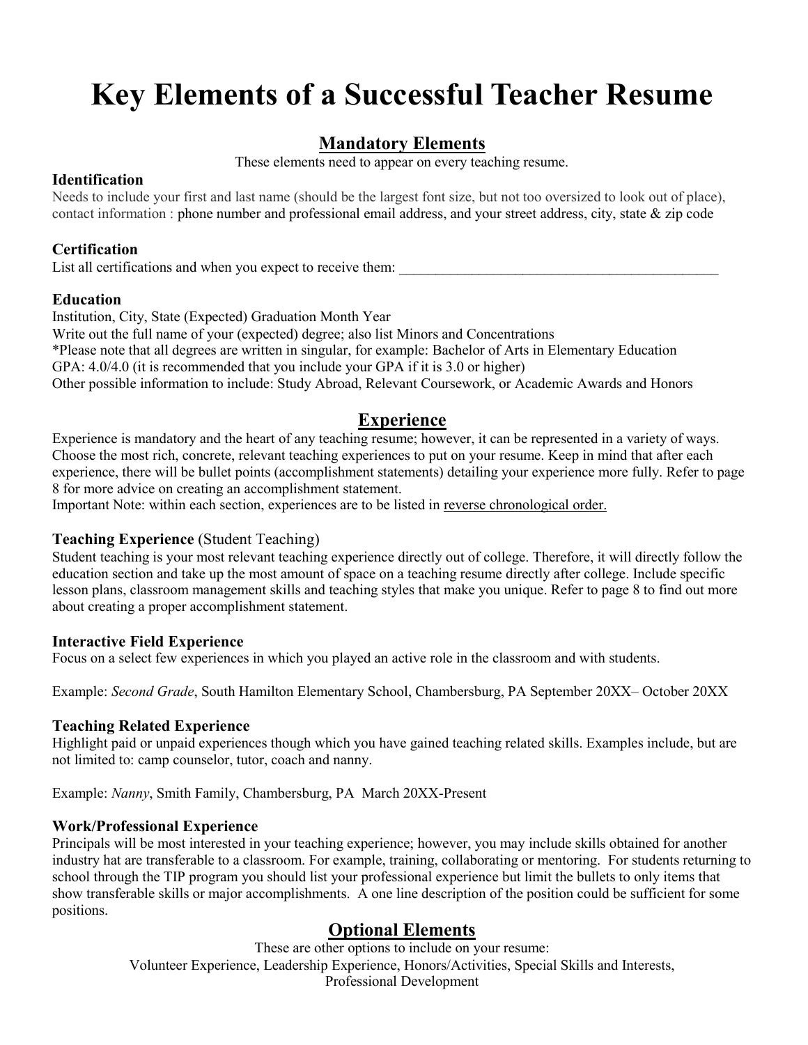# Key Elements of a Successful Teacher Resume

## Mandatory Elements

These elements need to appear on every teaching resume.

### Identification

Needs to include your first and last name (should be the largest font size, but not too oversized to look out of place), contact information : phone number and professional email address, and your street address, city, state & zip code

### Certification

List all certifications and when you expect to receive them: ______________________________________________

### Education

Institution, City, State (Expected) Graduation Month Year
Write out the full name of your (expected) degree; also list Minors and Concentrations
*Please note that all degrees are written in singular, for example: Bachelor of Arts in Elementary Education
GPA: 4.0/4.0 (it is recommended that you include your GPA if it is 3.0 or higher)
Other possible information to include: Study Abroad, Relevant Coursework, or Academic Awards and Honors

## Experience

Experience is mandatory and the heart of any teaching resume; however, it can be represented in a variety of ways. Choose the most rich, concrete, relevant teaching experiences to put on your resume. Keep in mind that after each experience, there will be bullet points (accomplishment statements) detailing your experience more fully. Refer to page 8 for more advice on creating an accomplishment statement.
Important Note: within each section, experiences are to be listed in reverse chronological order.

### Teaching Experience (Student Teaching)

Student teaching is your most relevant teaching experience directly out of college. Therefore, it will directly follow the education section and take up the most amount of space on a teaching resume directly after college. Include specific lesson plans, classroom management skills and teaching styles that make you unique. Refer to page 8 to find out more about creating a proper accomplishment statement.

### Interactive Field Experience

Focus on a select few experiences in which you played an active role in the classroom and with students.

Example: *Second Grade*, South Hamilton Elementary School, Chambersburg, PA September 20XX– October 20XX

### Teaching Related Experience

Highlight paid or unpaid experiences though which you have gained teaching related skills. Examples include, but are not limited to: camp counselor, tutor, coach and nanny.

Example: *Nanny*, Smith Family, Chambersburg, PA March 20XX-Present

### Work/Professional Experience

Principals will be most interested in your teaching experience; however, you may include skills obtained for another industry hat are transferable to a classroom. For example, training, collaborating or mentoring. For students returning to school through the TIP program you should list your professional experience but limit the bullets to only items that show transferable skills or major accomplishments. A one line description of the position could be sufficient for some positions.

## Optional Elements

These are other options to include on your resume:
Volunteer Experience, Leadership Experience, Honors/Activities, Special Skills and Interests, Professional Development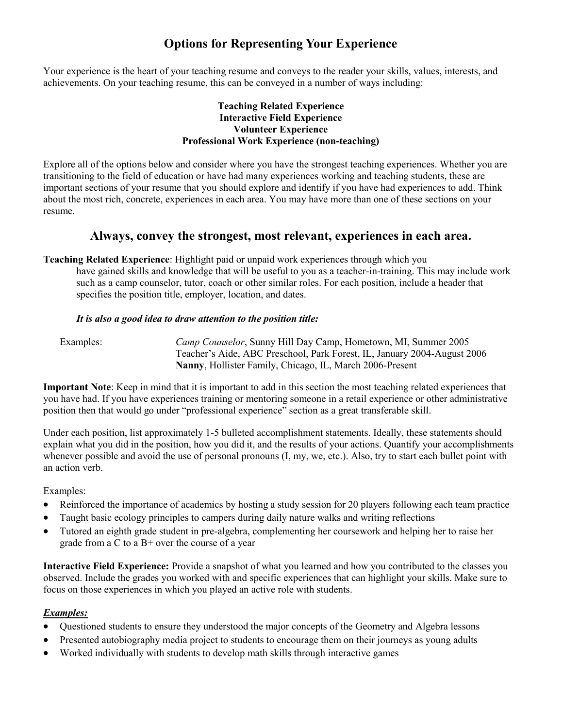# Options for Representing Your Experience

Your experience is the heart of your teaching resume and conveys to the reader your skills, values, interests, and achievements. On your teaching resume, this can be conveyed in a number of ways including:

**Teaching Related Experience**
**Interactive Field Experience**
**Volunteer Experience**
**Professional Work Experience (non-teaching)**

Explore all of the options below and consider where you have the strongest teaching experiences. Whether you are transitioning to the field of education or have had many experiences working and teaching students, these are important sections of your resume that you should explore and identify if you have had experiences to add. Think about the most rich, concrete, experiences in each area. You may have more than one of these sections on your resume.

## Always, convey the strongest, most relevant, experiences in each area.

**Teaching Related Experience**: Highlight paid or unpaid work experiences through which you have gained skills and knowledge that will be useful to you as a teacher-in-training. This may include work such as a camp counselor, tutor, coach or other similar roles. For each position, include a header that specifies the position title, employer, location, and dates.

***It is also a good idea to draw attention to the position title:***

Examples:

*Camp Counselor*, Sunny Hill Day Camp, Hometown, MI, Summer 2005
Teacher's Aide, ABC Preschool, Park Forest, IL, January 2004-August 2006
**Nanny**, Hollister Family, Chicago, IL, March 2006-Present

**Important Note**: Keep in mind that it is important to add in this section the most teaching related experiences that you have had. If you have experiences training or mentoring someone in a retail experience or other administrative position then that would go under "professional experience" section as a great transferable skill.

Under each position, list approximately 1-5 bulleted accomplishment statements. Ideally, these statements should explain what you did in the position, how you did it, and the results of your actions. Quantify your accomplishments whenever possible and avoid the use of personal pronouns (I, my, we, etc.). Also, try to start each bullet point with an action verb.

Examples:

- Reinforced the importance of academics by hosting a study session for 20 players following each team practice
- Taught basic ecology principles to campers during daily nature walks and writing reflections
- Tutored an eighth grade student in pre-algebra, complementing her coursework and helping her to raise her grade from a C to a B+ over the course of a year

**Interactive Field Experience:** Provide a snapshot of what you learned and how you contributed to the classes you observed. Include the grades you worked with and specific experiences that can highlight your skills. Make sure to focus on those experiences in which you played an active role with students.

***Examples:***

- Questioned students to ensure they understood the major concepts of the Geometry and Algebra lessons
- Presented autobiography media project to students to encourage them on their journeys as young adults
- Worked individually with students to develop math skills through interactive games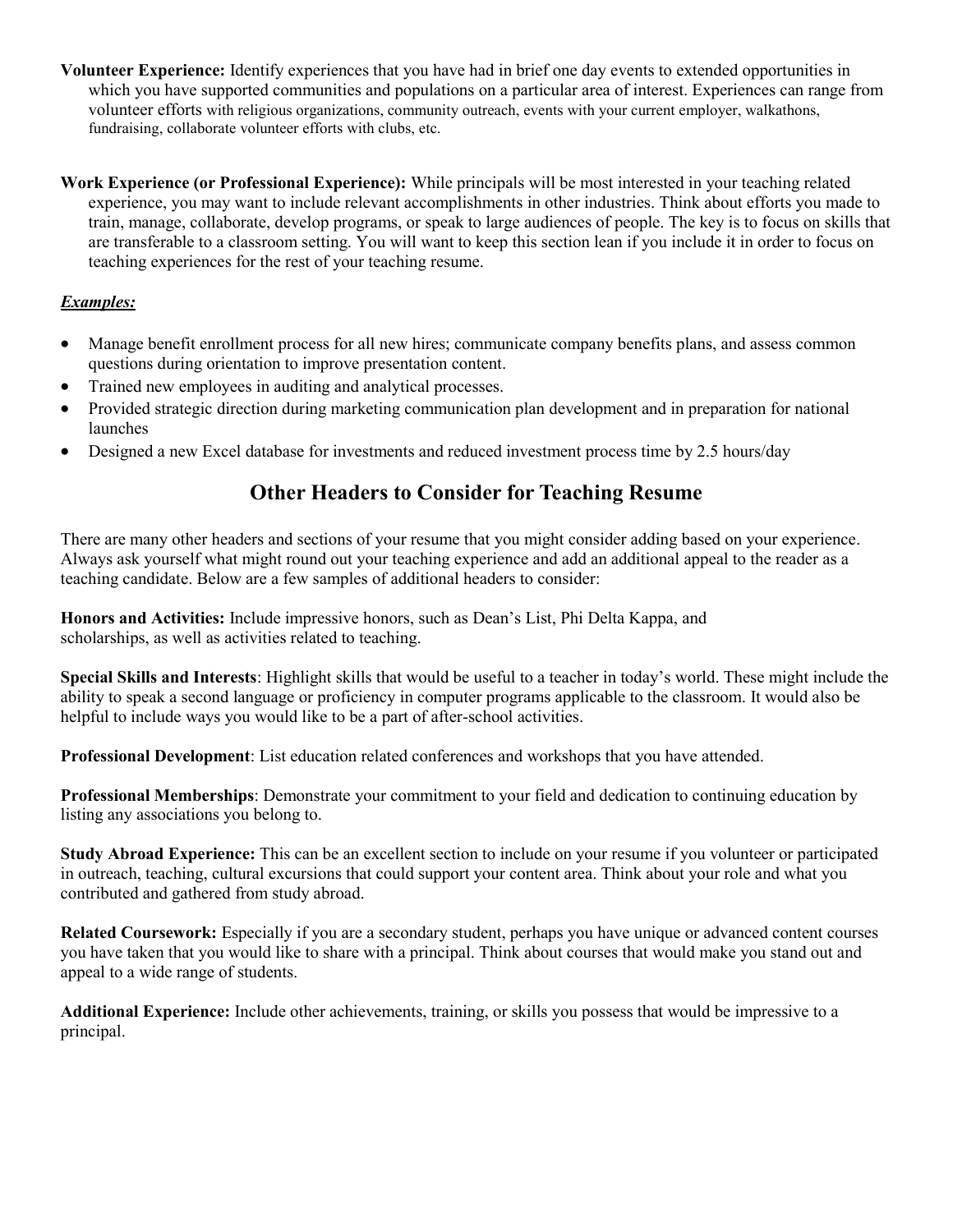**Volunteer Experience:** Identify experiences that you have had in brief one day events to extended opportunities in which you have supported communities and populations on a particular area of interest. Experiences can range from volunteer efforts with religious organizations, community outreach, events with your current employer, walkathons, fundraising, collaborate volunteer efforts with clubs, etc.

**Work Experience (or Professional Experience):** While principals will be most interested in your teaching related experience, you may want to include relevant accomplishments in other industries. Think about efforts you made to train, manage, collaborate, develop programs, or speak to large audiences of people. The key is to focus on skills that are transferable to a classroom setting. You will want to keep this section lean if you include it in order to focus on teaching experiences for the rest of your teaching resume.

***Examples:***

- Manage benefit enrollment process for all new hires; communicate company benefits plans, and assess common questions during orientation to improve presentation content.
- Trained new employees in auditing and analytical processes.
- Provided strategic direction during marketing communication plan development and in preparation for national launches
- Designed a new Excel database for investments and reduced investment process time by 2.5 hours/day

## Other Headers to Consider for Teaching Resume

There are many other headers and sections of your resume that you might consider adding based on your experience. Always ask yourself what might round out your teaching experience and add an additional appeal to the reader as a teaching candidate. Below are a few samples of additional headers to consider:

**Honors and Activities:** Include impressive honors, such as Dean's List, Phi Delta Kappa, and scholarships, as well as activities related to teaching.

**Special Skills and Interests**: Highlight skills that would be useful to a teacher in today's world. These might include the ability to speak a second language or proficiency in computer programs applicable to the classroom. It would also be helpful to include ways you would like to be a part of after-school activities.

**Professional Development**: List education related conferences and workshops that you have attended.

**Professional Memberships**: Demonstrate your commitment to your field and dedication to continuing education by listing any associations you belong to.

**Study Abroad Experience:** This can be an excellent section to include on your resume if you volunteer or participated in outreach, teaching, cultural excursions that could support your content area. Think about your role and what you contributed and gathered from study abroad.

**Related Coursework:** Especially if you are a secondary student, perhaps you have unique or advanced content courses you have taken that you would like to share with a principal. Think about courses that would make you stand out and appeal to a wide range of students.

**Additional Experience:** Include other achievements, training, or skills you possess that would be impressive to a principal.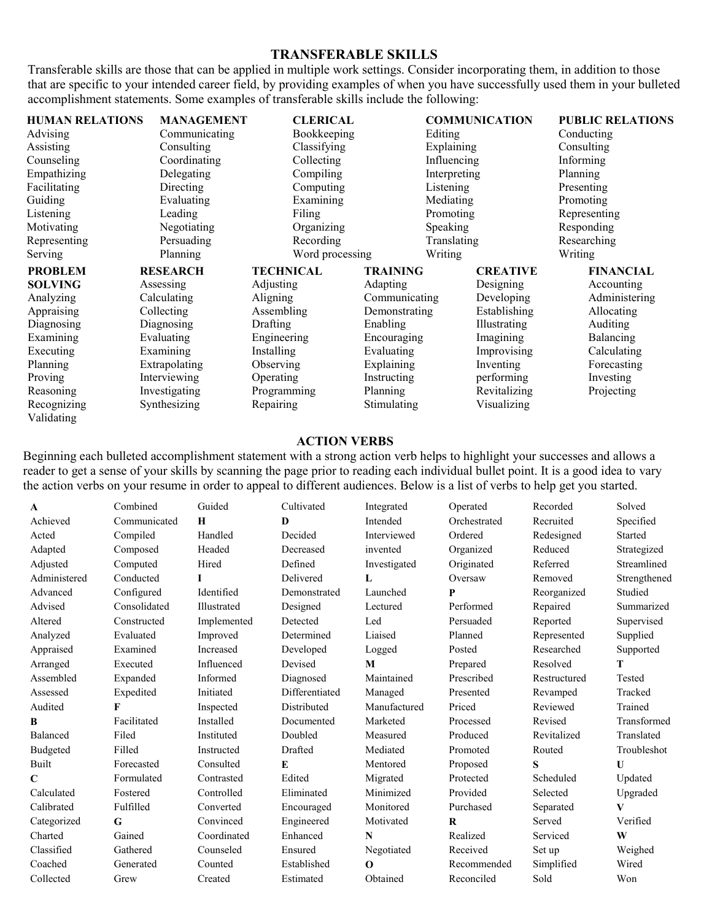## TRANSFERABLE SKILLS

Transferable skills are those that can be applied in multiple work settings. Consider incorporating them, in addition to those that are specific to your intended career field, by providing examples of when you have successfully used them in your bulleted accomplishment statements. Some examples of transferable skills include the following:

| HUMAN RELATIONS | MANAGEMENT | CLERICAL | COMMUNICATION | PUBLIC RELATIONS |
|---|---|---|---|---|
| Advising | Communicating | Bookkeeping | Editing | Conducting |
| Assisting | Consulting | Classifying | Explaining | Consulting |
| Counseling | Coordinating | Collecting | Influencing | Informing |
| Empathizing | Delegating | Compiling | Interpreting | Planning |
| Facilitating | Directing | Computing | Listening | Presenting |
| Guiding | Evaluating | Examining | Mediating | Promoting |
| Listening | Leading | Filing | Promoting | Representing |
| Motivating | Negotiating | Organizing | Speaking | Responding |
| Representing | Persuading | Recording | Translating | Researching |
| Serving | Planning | Word processing | Writing | Writing |

| PROBLEM SOLVING | RESEARCH | TECHNICAL | TRAINING | CREATIVE | FINANCIAL |
|---|---|---|---|---|---|
| Analyzing | Assessing | Adjusting | Adapting | Designing | Accounting |
| Appraising | Calculating | Aligning | Communicating | Developing | Administering |
| Diagnosing | Collecting | Assembling | Demonstrating | Establishing | Allocating |
| Examining | Diagnosing | Drafting | Enabling | Illustrating | Auditing |
| Executing | Evaluating | Engineering | Encouraging | Imagining | Balancing |
| Planning | Examining | Installing | Evaluating | Improvising | Calculating |
| Proving | Extrapolating | Observing | Explaining | Inventing | Forecasting |
| Reasoning | Interviewing | Operating | Instructing | performing | Investing |
| Recognizing | Investigating | Programming | Planning | Revitalizing | Projecting |
| Validating | Synthesizing | Repairing | Stimulating | Visualizing | |

## ACTION VERBS

Beginning each bulleted accomplishment statement with a strong action verb helps to highlight your successes and allows a reader to get a sense of your skills by scanning the page prior to reading each individual bullet point. It is a good idea to vary the action verbs on your resume in order to appeal to different audiences. Below is a list of verbs to help get you started.

**A**
Achieved, Acted, Adapted, Adjusted, Administered, Advanced, Advised, Altered, Analyzed, Appraised, Arranged, Assembled, Assessed, Audited

**B**
Balanced, Budgeted, Built

**C**
Calculated, Calibrated, Categorized, Charted, Classified, Coached, Collected, Combined, Communicated, Compiled, Composed, Computed, Conducted, Configured, Consolidated, Constructed, Consulted, Contrasted, Controlled, Converted, Convinced, Coordinated, Counseled, Counted, Created, Cultivated

**D**
Decided, Decreased, Defined, Delivered, Demonstrated, Designed, Detected, Determined, Developed, Devised, Diagnosed, Differentiated, Distributed, Documented, Doubled, Drafted

**E**
Edited, Eliminated, Encouraged, Engineered, Enhanced, Ensured, Established, Estimated, Evaluated, Examined, Executed, Expanded, Expedited

**F**
Facilitated, Filed, Filled, Forecasted, Formulated, Fostered, Fulfilled

**G**
Gained, Gathered, Generated, Grew, Guided

**H**
Handled, Headed, Hired

**I**
Identified, Illustrated, Implemented, Improved, Increased, Influenced, Informed, Initiated, Inspected, Installed, Instituted, Instructed, Integrated, Intended, Interviewed, invented, Investigated

**L**
Launched, Lectured, Led, Liaised, Logged

**M**
Maintained, Managed, Manufactured, Marketed, Measured, Mediated, Mentored, Migrated, Minimized, Monitored, Motivated

**N**
Negotiated

**O**
Obtained, Operated, Orchestrated, Ordered, Organized, Originated, Oversaw

**P**
Performed, Persuaded, Planned, Posted, Prepared, Prescribed, Presented, Priced, Processed, Produced, Promoted, Proposed, Protected, Provided, Purchased

**R**
Realized, Received, Recommended, Reconciled, Recorded, Recruited, Redesigned, Reduced, Referred, Removed, Reorganized, Repaired, Reported, Represented, Researched, Resolved, Restructured, Revamped, Reviewed, Revised, Revitalized, Routed

**S**
Scheduled, Selected, Separated, Served, Serviced, Set up, Simplified, Sold, Solved, Specified, Started, Strategized, Streamlined, Strengthened, Studied, Summarized, Supervised, Supplied, Supported

**T**
Tested, Tracked, Trained, Transformed, Translated, Troubleshot

**U**
Updated, Upgraded

**V**
Verified

**W**
Weighed, Wired, Won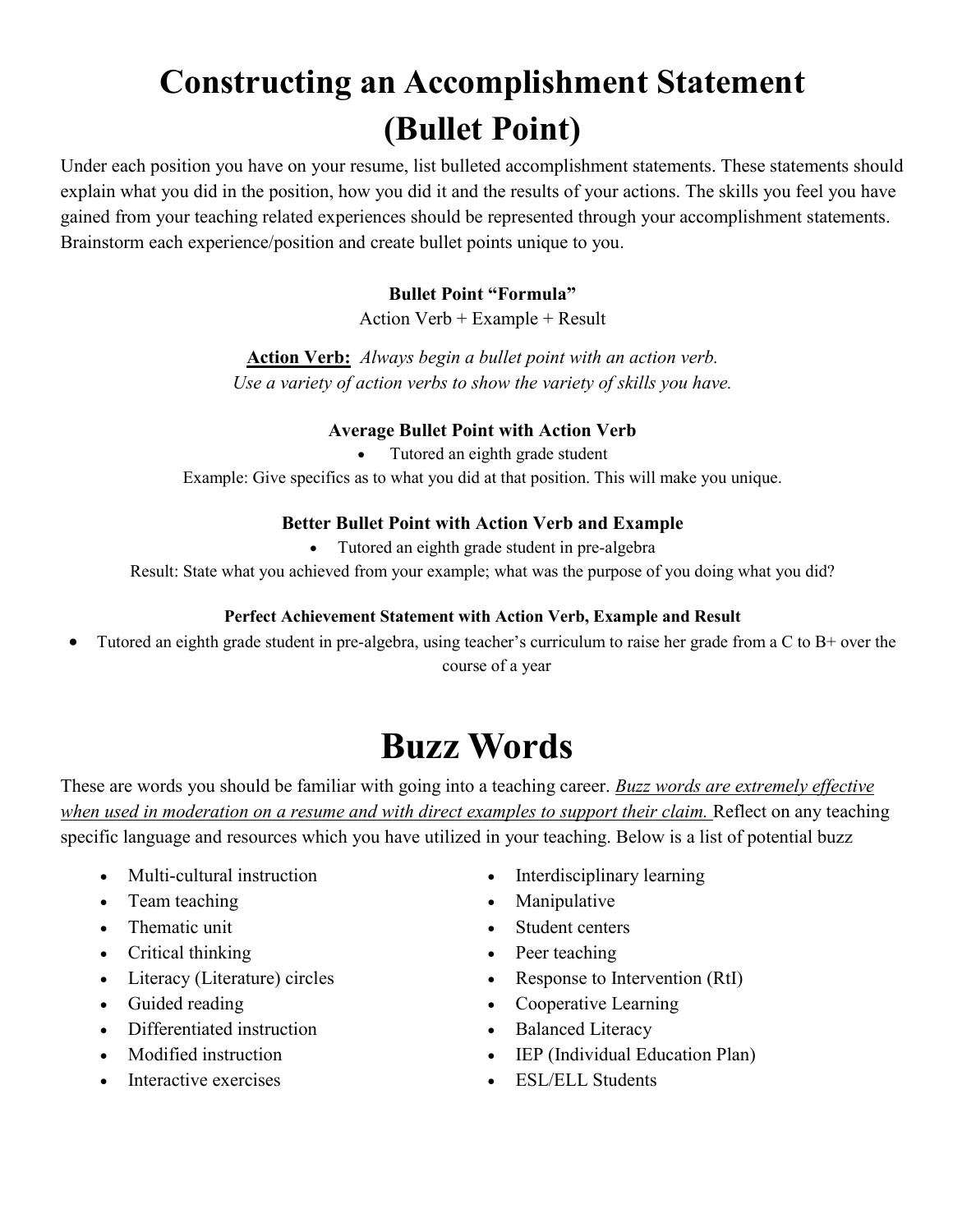# Constructing an Accomplishment Statement (Bullet Point)

Under each position you have on your resume, list bulleted accomplishment statements. These statements should explain what you did in the position, how you did it and the results of your actions. The skills you feel you have gained from your teaching related experiences should be represented through your accomplishment statements. Brainstorm each experience/position and create bullet points unique to you.

**Bullet Point "Formula"**

Action Verb + Example + Result

**<u>Action Verb:</u>** *Always begin a bullet point with an action verb. Use a variety of action verbs to show the variety of skills you have.*

**Average Bullet Point with Action Verb**

- Tutored an eighth grade student

Example: Give specifics as to what you did at that position. This will make you unique.

**Better Bullet Point with Action Verb and Example**

- Tutored an eighth grade student in pre-algebra

Result: State what you achieved from your example; what was the purpose of you doing what you did?

**Perfect Achievement Statement with Action Verb, Example and Result**

- Tutored an eighth grade student in pre-algebra, using teacher's curriculum to raise her grade from a C to B+ over the course of a year

# Buzz Words

These are words you should be familiar with going into a teaching career. *<u>Buzz words are extremely effective when used in moderation on a resume and with direct examples to support their claim.</u>* Reflect on any teaching specific language and resources which you have utilized in your teaching. Below is a list of potential buzz

- Multi-cultural instruction
- Team teaching
- Thematic unit
- Critical thinking
- Literacy (Literature) circles
- Guided reading
- Differentiated instruction
- Modified instruction
- Interactive exercises
- Interdisciplinary learning
- Manipulative
- Student centers
- Peer teaching
- Response to Intervention (RtI)
- Cooperative Learning
- Balanced Literacy
- IEP (Individual Education Plan)
- ESL/ELL Students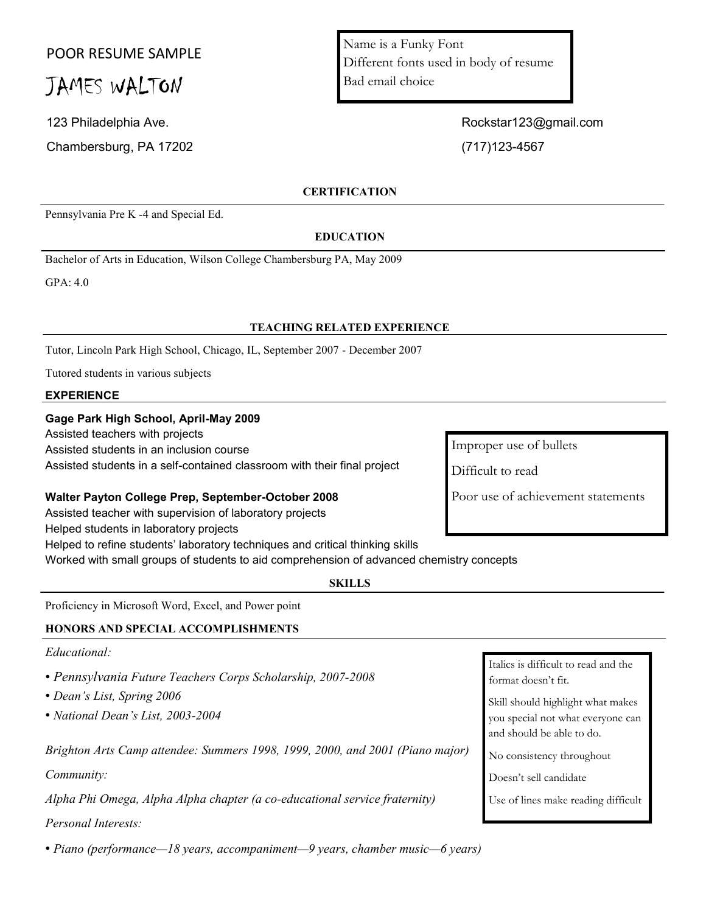POOR RESUME SAMPLE

# JAMES WALTON

> Name is a Funky Font
> Different fonts used in body of resume
> Bad email choice

123 Philadelphia Ave.
Chambersburg, PA 17202

Rockstar123@gmail.com
(717)123-4567

## CERTIFICATION

Pennsylvania Pre K -4 and Special Ed.

## EDUCATION

Bachelor of Arts in Education, Wilson College Chambersburg PA, May 2009

GPA: 4.0

## TEACHING RELATED EXPERIENCE

Tutor, Lincoln Park High School, Chicago, IL, September 2007 - December 2007

Tutored students in various subjects

## EXPERIENCE

**Gage Park High School, April-May 2009**
Assisted teachers with projects
Assisted students in an inclusion course
Assisted students in a self-contained classroom with their final project

**Walter Payton College Prep, September-October 2008**
Assisted teacher with supervision of laboratory projects
Helped students in laboratory projects
Helped to refine students' laboratory techniques and critical thinking skills
Worked with small groups of students to aid comprehension of advanced chemistry concepts

> Improper use of bullets
>
> Difficult to read
>
> Poor use of achievement statements

## SKILLS

Proficiency in Microsoft Word, Excel, and Power point

## HONORS AND SPECIAL ACCOMPLISHMENTS

*Educational:*

- *Pennsylvania Future Teachers Corps Scholarship, 2007-2008*
- *Dean's List, Spring 2006*
- *National Dean's List, 2003-2004*

*Brighton Arts Camp attendee: Summers 1998, 1999, 2000, and 2001 (Piano major)*

*Community:*

*Alpha Phi Omega, Alpha Alpha chapter (a co-educational service fraternity)*

*Personal Interests:*

- *Piano (performance—18 years, accompaniment—9 years, chamber music—6 years)*

> Italics is difficult to read and the format doesn't fit.
>
> Skill should highlight what makes you special not what everyone can and should be able to do.
>
> No consistency throughout
>
> Doesn't sell candidate
>
> Use of lines make reading difficult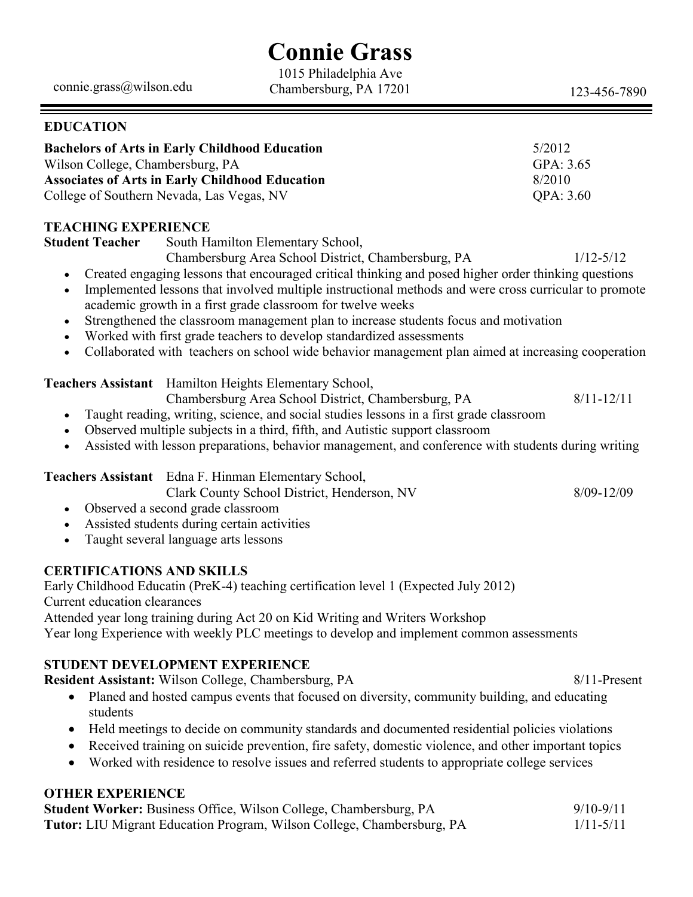# Connie Grass

connie.grass@wilson.edu | 1015 Philadelphia Ave, Chambersburg, PA 17201 | 123-456-7890

## EDUCATION

**Bachelors of Arts in Early Childhood Education** — 5/2012
Wilson College, Chambersburg, PA — GPA: 3.65

**Associates of Arts in Early Childhood Education** — 8/2010
College of Southern Nevada, Las Vegas, NV — QPA: 3.60

## TEACHING EXPERIENCE

**Student Teacher** — South Hamilton Elementary School,
Chambersburg Area School District, Chambersburg, PA — 1/12-5/12

- Created engaging lessons that encouraged critical thinking and posed higher order thinking questions
- Implemented lessons that involved multiple instructional methods and were cross curricular to promote academic growth in a first grade classroom for twelve weeks
- Strengthened the classroom management plan to increase students focus and motivation
- Worked with first grade teachers to develop standardized assessments
- Collaborated with teachers on school wide behavior management plan aimed at increasing cooperation

**Teachers Assistant** — Hamilton Heights Elementary School,
Chambersburg Area School District, Chambersburg, PA — 8/11-12/11

- Taught reading, writing, science, and social studies lessons in a first grade classroom
- Observed multiple subjects in a third, fifth, and Autistic support classroom
- Assisted with lesson preparations, behavior management, and conference with students during writing

**Teachers Assistant** — Edna F. Hinman Elementary School,
Clark County School District, Henderson, NV — 8/09-12/09

- Observed a second grade classroom
- Assisted students during certain activities
- Taught several language arts lessons

## CERTIFICATIONS AND SKILLS

Early Childhood Educatin (PreK-4) teaching certification level 1 (Expected July 2012)
Current education clearances
Attended year long training during Act 20 on Kid Writing and Writers Workshop
Year long Experience with weekly PLC meetings to develop and implement common assessments

## STUDENT DEVELOPMENT EXPERIENCE

**Resident Assistant:** Wilson College, Chambersburg, PA — 8/11-Present

- Planed and hosted campus events that focused on diversity, community building, and educating students
- Held meetings to decide on community standards and documented residential policies violations
- Received training on suicide prevention, fire safety, domestic violence, and other important topics
- Worked with residence to resolve issues and referred students to appropriate college services

## OTHER EXPERIENCE

**Student Worker:** Business Office, Wilson College, Chambersburg, PA — 9/10-9/11
**Tutor:** LIU Migrant Education Program, Wilson College, Chambersburg, PA — 1/11-5/11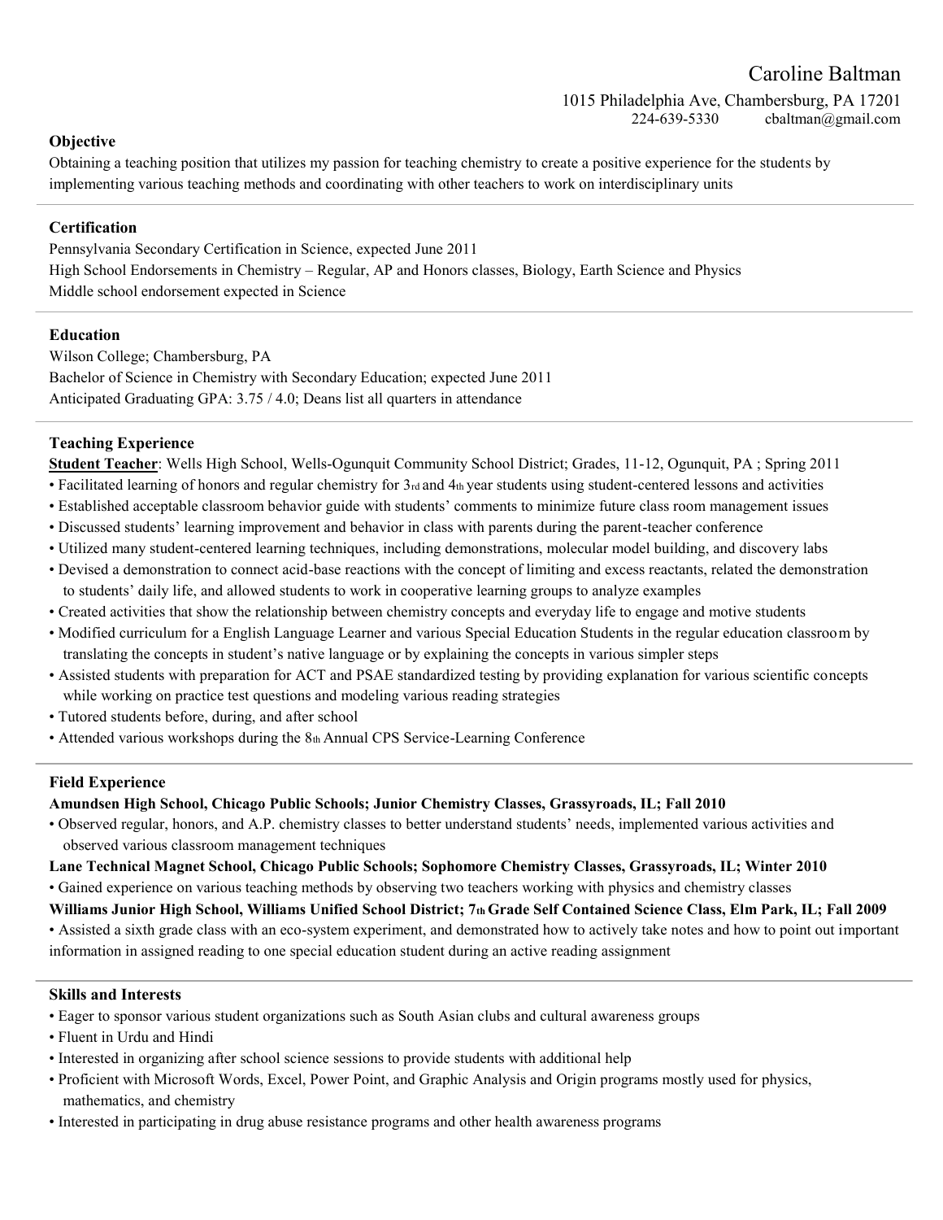# Caroline Baltman

1015 Philadelphia Ave, Chambersburg, PA 17201
224-639-5330 cbaltman@gmail.com

## Objective

Obtaining a teaching position that utilizes my passion for teaching chemistry to create a positive experience for the students by implementing various teaching methods and coordinating with other teachers to work on interdisciplinary units

## Certification

Pennsylvania Secondary Certification in Science, expected June 2011
High School Endorsements in Chemistry – Regular, AP and Honors classes, Biology, Earth Science and Physics
Middle school endorsement expected in Science

## Education

Wilson College; Chambersburg, PA
Bachelor of Science in Chemistry with Secondary Education; expected June 2011
Anticipated Graduating GPA: 3.75 / 4.0; Deans list all quarters in attendance

## Teaching Experience

**Student Teacher**: Wells High School, Wells-Ogunquit Community School District; Grades, 11-12, Ogunquit, PA ; Spring 2011

- Facilitated learning of honors and regular chemistry for 3rd and 4th year students using student-centered lessons and activities
- Established acceptable classroom behavior guide with students' comments to minimize future class room management issues
- Discussed students' learning improvement and behavior in class with parents during the parent-teacher conference
- Utilized many student-centered learning techniques, including demonstrations, molecular model building, and discovery labs
- Devised a demonstration to connect acid-base reactions with the concept of limiting and excess reactants, related the demonstration to students' daily life, and allowed students to work in cooperative learning groups to analyze examples
- Created activities that show the relationship between chemistry concepts and everyday life to engage and motive students
- Modified curriculum for a English Language Learner and various Special Education Students in the regular education classroom by translating the concepts in student's native language or by explaining the concepts in various simpler steps
- Assisted students with preparation for ACT and PSAE standardized testing by providing explanation for various scientific concepts while working on practice test questions and modeling various reading strategies
- Tutored students before, during, and after school
- Attended various workshops during the 8th Annual CPS Service-Learning Conference

## Field Experience

**Amundsen High School, Chicago Public Schools; Junior Chemistry Classes, Grassyroads, IL; Fall 2010**

- Observed regular, honors, and A.P. chemistry classes to better understand students' needs, implemented various activities and observed various classroom management techniques

**Lane Technical Magnet School, Chicago Public Schools; Sophomore Chemistry Classes, Grassyroads, IL; Winter 2010**

- Gained experience on various teaching methods by observing two teachers working with physics and chemistry classes

**Williams Junior High School, Williams Unified School District; 7th Grade Self Contained Science Class, Elm Park, IL; Fall 2009**

- Assisted a sixth grade class with an eco-system experiment, and demonstrated how to actively take notes and how to point out important information in assigned reading to one special education student during an active reading assignment

## Skills and Interests

- Eager to sponsor various student organizations such as South Asian clubs and cultural awareness groups
- Fluent in Urdu and Hindi
- Interested in organizing after school science sessions to provide students with additional help
- Proficient with Microsoft Words, Excel, Power Point, and Graphic Analysis and Origin programs mostly used for physics, mathematics, and chemistry
- Interested in participating in drug abuse resistance programs and other health awareness programs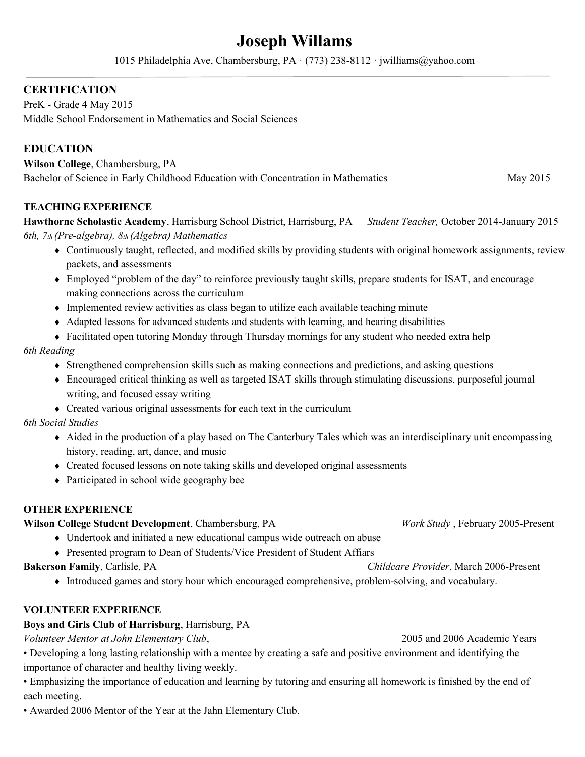# Joseph Willams

1015 Philadelphia Ave, Chambersburg, PA · (773) 238-8112 · jwilliams@yahoo.com

---

## CERTIFICATION

PreK - Grade 4 May 2015
Middle School Endorsement in Mathematics and Social Sciences

## EDUCATION

**Wilson College**, Chambersburg, PA
Bachelor of Science in Early Childhood Education with Concentration in Mathematics May 2015

### TEACHING EXPERIENCE

**Hawthorne Scholastic Academy**, Harrisburg School District, Harrisburg, PA *Student Teacher,* October 2014-January 2015

*6th, 7th (Pre-algebra), 8th (Algebra) Mathematics*

- Continuously taught, reflected, and modified skills by providing students with original homework assignments, review packets, and assessments
- Employed "problem of the day" to reinforce previously taught skills, prepare students for ISAT, and encourage making connections across the curriculum
- Implemented review activities as class began to utilize each available teaching minute
- Adapted lessons for advanced students and students with learning, and hearing disabilities
- Facilitated open tutoring Monday through Thursday mornings for any student who needed extra help

*6th Reading*

- Strengthened comprehension skills such as making connections and predictions, and asking questions
- Encouraged critical thinking as well as targeted ISAT skills through stimulating discussions, purposeful journal writing, and focused essay writing
- Created various original assessments for each text in the curriculum

*6th Social Studies*

- Aided in the production of a play based on The Canterbury Tales which was an interdisciplinary unit encompassing history, reading, art, dance, and music
- Created focused lessons on note taking skills and developed original assessments
- Participated in school wide geography bee

### OTHER EXPERIENCE

**Wilson College Student Development**, Chambersburg, PA *Work Study* , February 2005-Present

- Undertook and initiated a new educational campus wide outreach on abuse
- Presented program to Dean of Students/Vice President of Student Affiars

**Bakerson Family**, Carlisle, PA *Childcare Provider*, March 2006-Present

- Introduced games and story hour which encouraged comprehensive, problem-solving, and vocabulary.

### VOLUNTEER EXPERIENCE

**Boys and Girls Club of Harrisburg**, Harrisburg, PA
*Volunteer Mentor at John Elementary Club*, 2005 and 2006 Academic Years

- Developing a long lasting relationship with a mentee by creating a safe and positive environment and identifying the importance of character and healthy living weekly.
- Emphasizing the importance of education and learning by tutoring and ensuring all homework is finished by the end of each meeting.
- Awarded 2006 Mentor of the Year at the Jahn Elementary Club.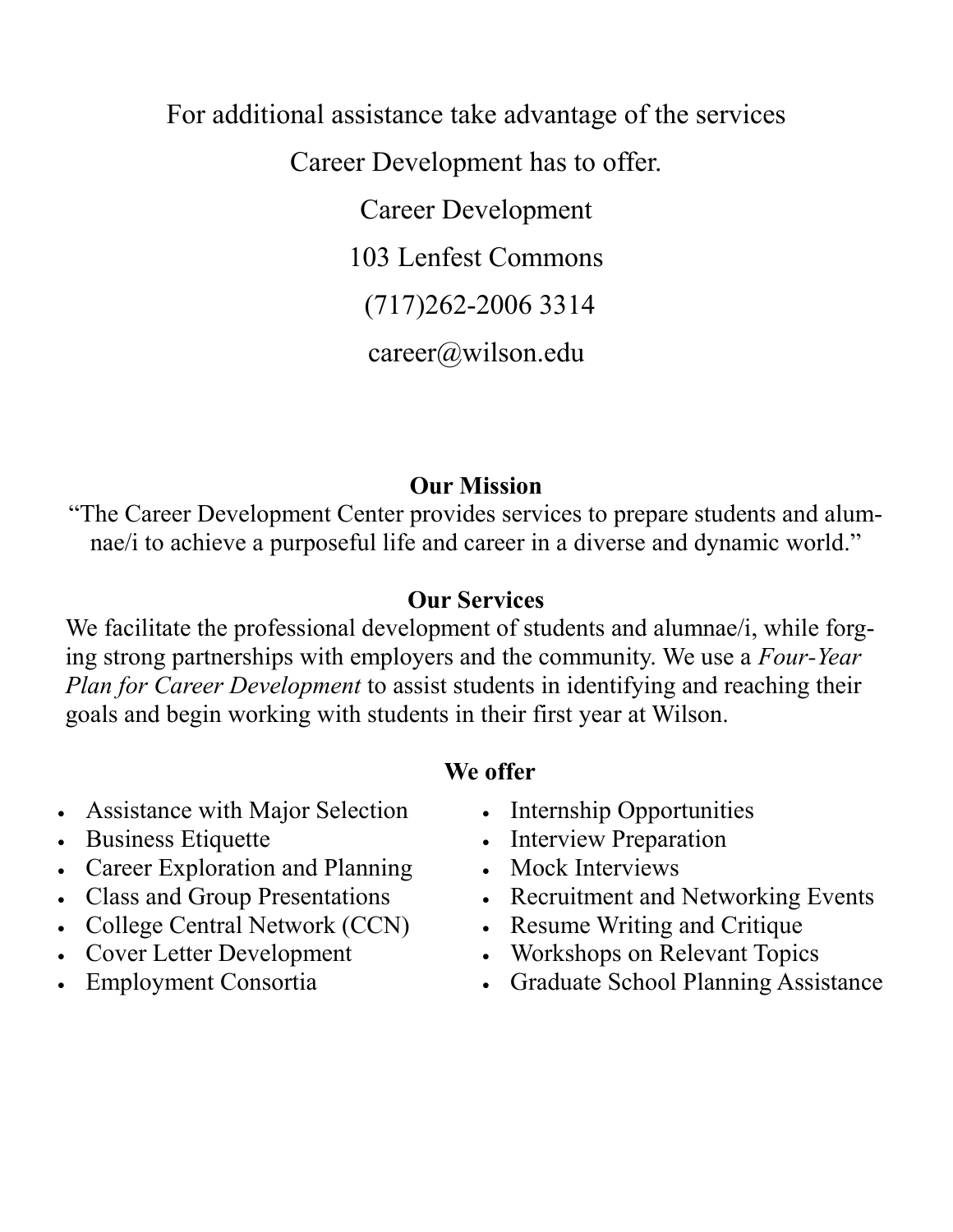For additional assistance take advantage of the services

Career Development has to offer.

Career Development

103 Lenfest Commons

(717)262-2006 3314

career@wilson.edu

### Our Mission

"The Career Development Center provides services to prepare students and alumnae/i to achieve a purposeful life and career in a diverse and dynamic world."

### Our Services

We facilitate the professional development of students and alumnae/i, while forging strong partnerships with employers and the community. We use a *Four-Year Plan for Career Development* to assist students in identifying and reaching their goals and begin working with students in their first year at Wilson.

### We offer

- Assistance with Major Selection
- Business Etiquette
- Career Exploration and Planning
- Class and Group Presentations
- College Central Network (CCN)
- Cover Letter Development
- Employment Consortia
- Internship Opportunities
- Interview Preparation
- Mock Interviews
- Recruitment and Networking Events
- Resume Writing and Critique
- Workshops on Relevant Topics
- Graduate School Planning Assistance